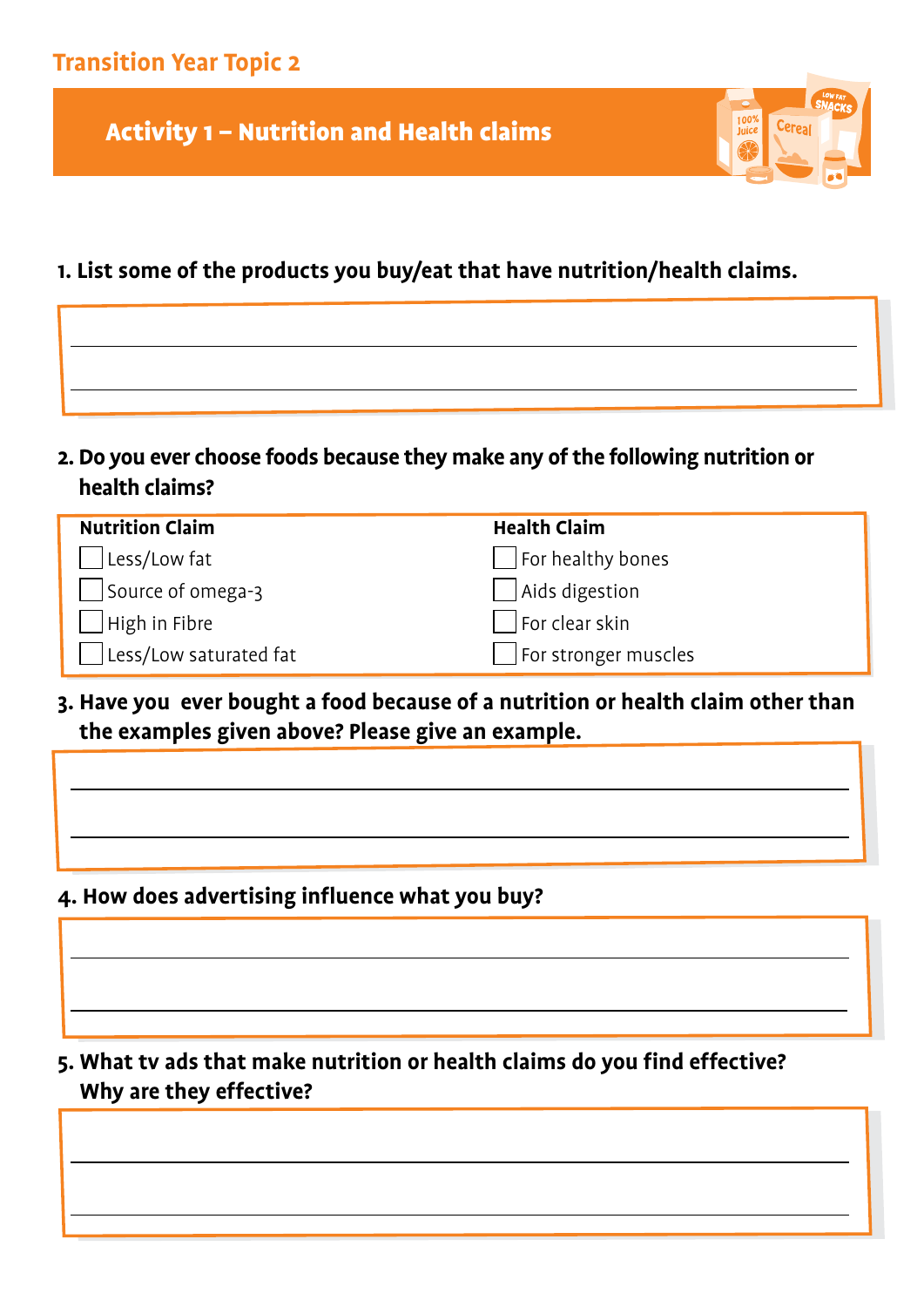## Transition Year Topic 2

# Activity 1 – Nutrition and Health claims

**1. List some of the products you buy/eat that have nutrition/health claims.**

**2. Do you ever choose foods because they make any of the following nutrition or health claims?**

| Nutrition Claim | Health Claim |
| --- | --- |
| ☐ Less/Low fat | ☐ For healthy bones |
| ☐ Source of omega-3 | ☐ Aids digestion |
| ☐ High in Fibre | ☐ For clear skin |
| ☐ Less/Low saturated fat | ☐ For stronger muscles |

**3. Have you ever bought a food because of a nutrition or health claim other than the examples given above? Please give an example.**

**4. How does advertising influence what you buy?**

**5. What tv ads that make nutrition or health claims do you find effective? Why are they effective?**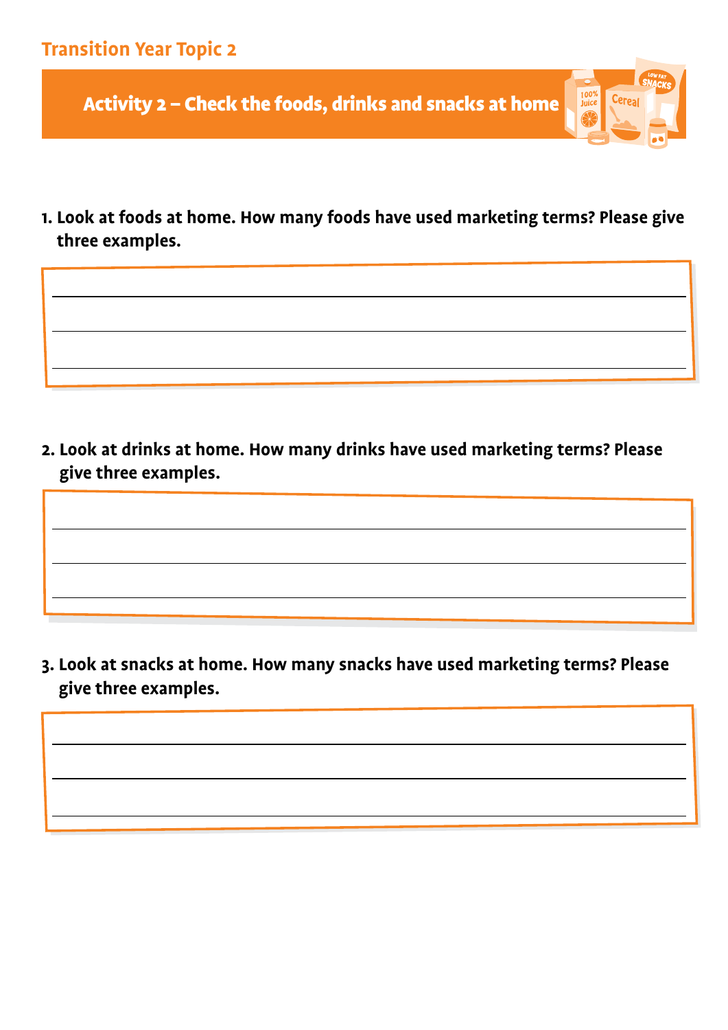## Transition Year Topic 2

# Activity 2 – Check the foods, drinks and snacks at home

**1. Look at foods at home. How many foods have used marketing terms? Please give three examples.**

\_\_\_\_\_\_\_\_\_\_\_\_\_\_\_\_\_\_\_\_\_\_\_\_\_\_\_\_\_\_\_\_\_\_\_\_\_\_\_\_

\_\_\_\_\_\_\_\_\_\_\_\_\_\_\_\_\_\_\_\_\_\_\_\_\_\_\_\_\_\_\_\_\_\_\_\_\_\_\_\_

\_\_\_\_\_\_\_\_\_\_\_\_\_\_\_\_\_\_\_\_\_\_\_\_\_\_\_\_\_\_\_\_\_\_\_\_\_\_\_\_

**2. Look at drinks at home. How many drinks have used marketing terms? Please give three examples.**

\_\_\_\_\_\_\_\_\_\_\_\_\_\_\_\_\_\_\_\_\_\_\_\_\_\_\_\_\_\_\_\_\_\_\_\_\_\_\_\_

\_\_\_\_\_\_\_\_\_\_\_\_\_\_\_\_\_\_\_\_\_\_\_\_\_\_\_\_\_\_\_\_\_\_\_\_\_\_\_\_

\_\_\_\_\_\_\_\_\_\_\_\_\_\_\_\_\_\_\_\_\_\_\_\_\_\_\_\_\_\_\_\_\_\_\_\_\_\_\_\_

**3. Look at snacks at home. How many snacks have used marketing terms? Please give three examples.**

\_\_\_\_\_\_\_\_\_\_\_\_\_\_\_\_\_\_\_\_\_\_\_\_\_\_\_\_\_\_\_\_\_\_\_\_\_\_\_\_

\_\_\_\_\_\_\_\_\_\_\_\_\_\_\_\_\_\_\_\_\_\_\_\_\_\_\_\_\_\_\_\_\_\_\_\_\_\_\_\_

\_\_\_\_\_\_\_\_\_\_\_\_\_\_\_\_\_\_\_\_\_\_\_\_\_\_\_\_\_\_\_\_\_\_\_\_\_\_\_\_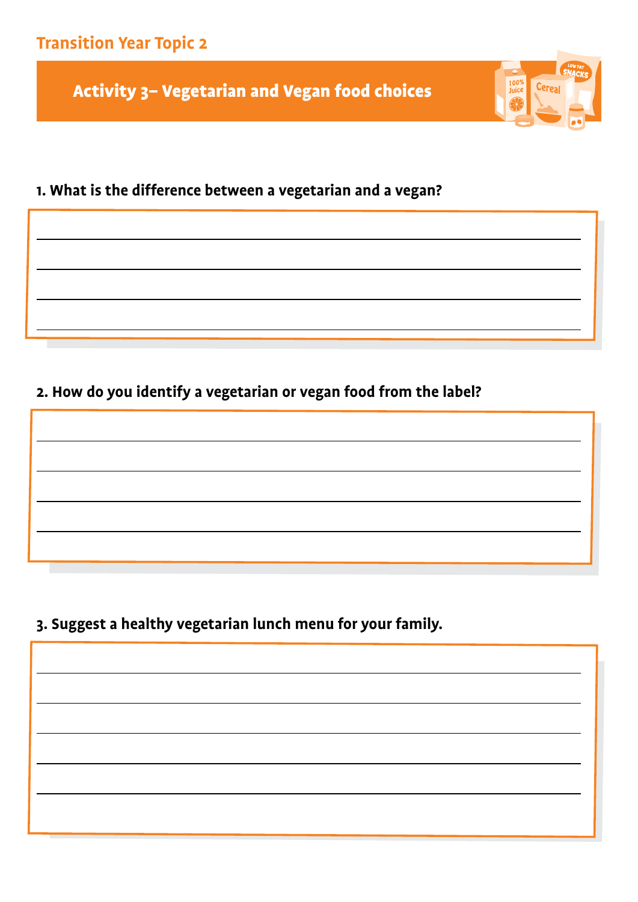## Transition Year Topic 2

# Activity 3– Vegetarian and Vegan food choices

**1. What is the difference between a vegetarian and a vegan?**

**2. How do you identify a vegetarian or vegan food from the label?**

**3. Suggest a healthy vegetarian lunch menu for your family.**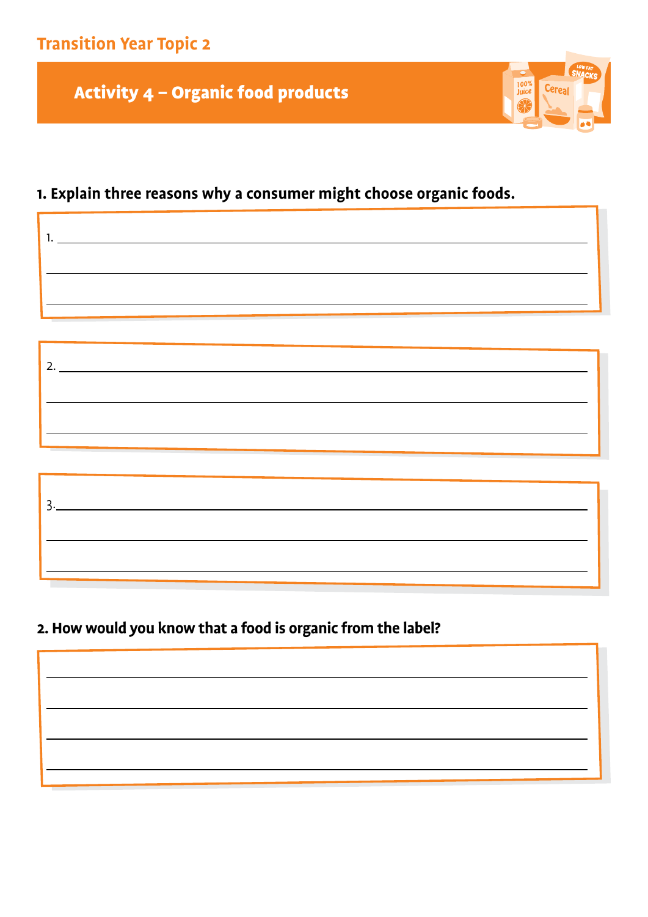## Transition Year Topic 2

# Activity 4 – Organic food products

**1. Explain three reasons why a consumer might choose organic foods.**

1. \_\_\_\_\_\_\_\_\_\_\_\_\_\_\_\_\_\_\_\_\_\_\_\_\_\_\_\_\_\_\_\_\_\_\_\_\_\_\_\_

2. \_\_\_\_\_\_\_\_\_\_\_\_\_\_\_\_\_\_\_\_\_\_\_\_\_\_\_\_\_\_\_\_\_\_\_\_\_\_\_\_

3. \_\_\_\_\_\_\_\_\_\_\_\_\_\_\_\_\_\_\_\_\_\_\_\_\_\_\_\_\_\_\_\_\_\_\_\_\_\_\_\_

**2. How would you know that a food is organic from the label?**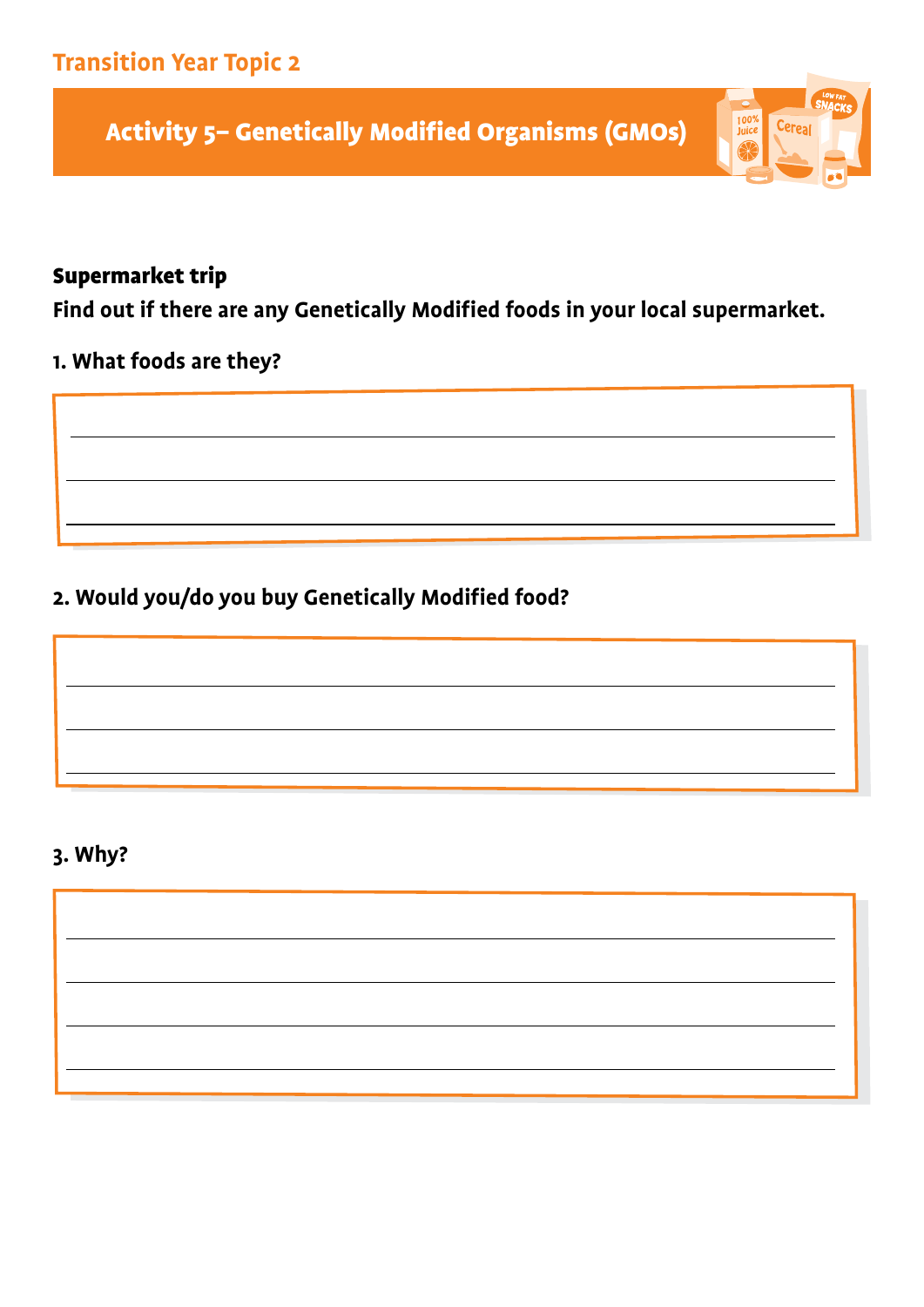Transition Year Topic 2

# Activity 5– Genetically Modified Organisms (GMOs)

## Supermarket trip

**Find out if there are any Genetically Modified foods in your local supermarket.**

**1. What foods are they?**

**2. Would you/do you buy Genetically Modified food?**

**3. Why?**